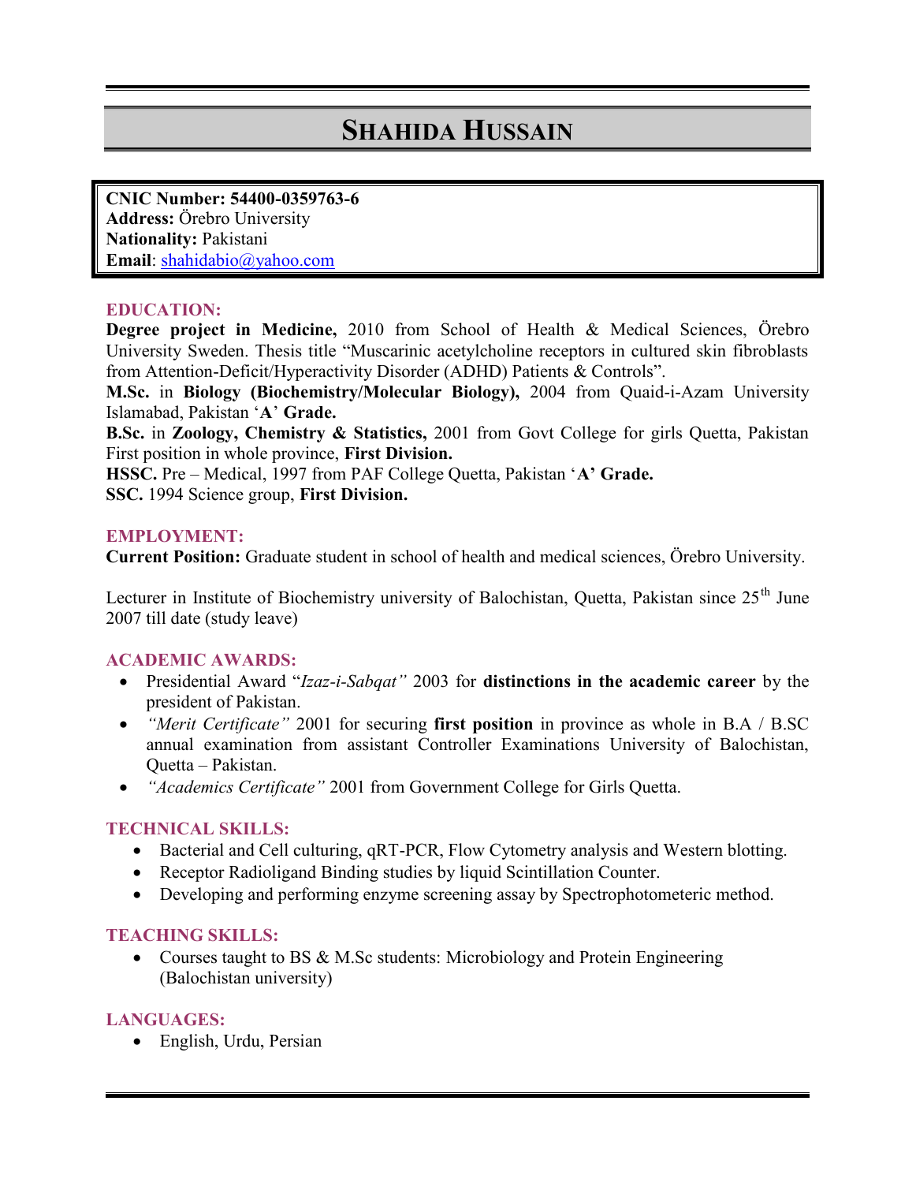# SHAHIDA HUSSAIN

**CNIC Number: 54400-0359763-6**
**Address:** Örebro University
**Nationality:** Pakistani
**Email**: shahidabio@yahoo.com

## EDUCATION:

**Degree project in Medicine,** 2010 from School of Health & Medical Sciences, Örebro University Sweden. Thesis title "Muscarinic acetylcholine receptors in cultured skin fibroblasts from Attention-Deficit/Hyperactivity Disorder (ADHD) Patients & Controls".

**M.Sc.** in **Biology (Biochemistry/Molecular Biology),** 2004 from Quaid-i-Azam University Islamabad, Pakistan '**A**' **Grade.**

**B.Sc.** in **Zoology, Chemistry & Statistics,** 2001 from Govt College for girls Quetta, Pakistan First position in whole province, **First Division.**

**HSSC.** Pre – Medical, 1997 from PAF College Quetta, Pakistan '**A' Grade.**

**SSC.** 1994 Science group, **First Division.**

## EMPLOYMENT:

**Current Position:** Graduate student in school of health and medical sciences, Örebro University.

Lecturer in Institute of Biochemistry university of Balochistan, Quetta, Pakistan since 25th June 2007 till date (study leave)

## ACADEMIC AWARDS:

- Presidential Award "*Izaz-i-Sabqat"* 2003 for **distinctions in the academic career** by the president of Pakistan.
- *"Merit Certificate"* 2001 for securing **first position** in province as whole in B.A / B.SC annual examination from assistant Controller Examinations University of Balochistan, Quetta – Pakistan.
- *"Academics Certificate"* 2001 from Government College for Girls Quetta.

## TECHNICAL SKILLS:

- Bacterial and Cell culturing, qRT-PCR, Flow Cytometry analysis and Western blotting.
- Receptor Radioligand Binding studies by liquid Scintillation Counter.
- Developing and performing enzyme screening assay by Spectrophotometeric method.

## TEACHING SKILLS:

- Courses taught to BS & M.Sc students: Microbiology and Protein Engineering (Balochistan university)

## LANGUAGES:

- English, Urdu, Persian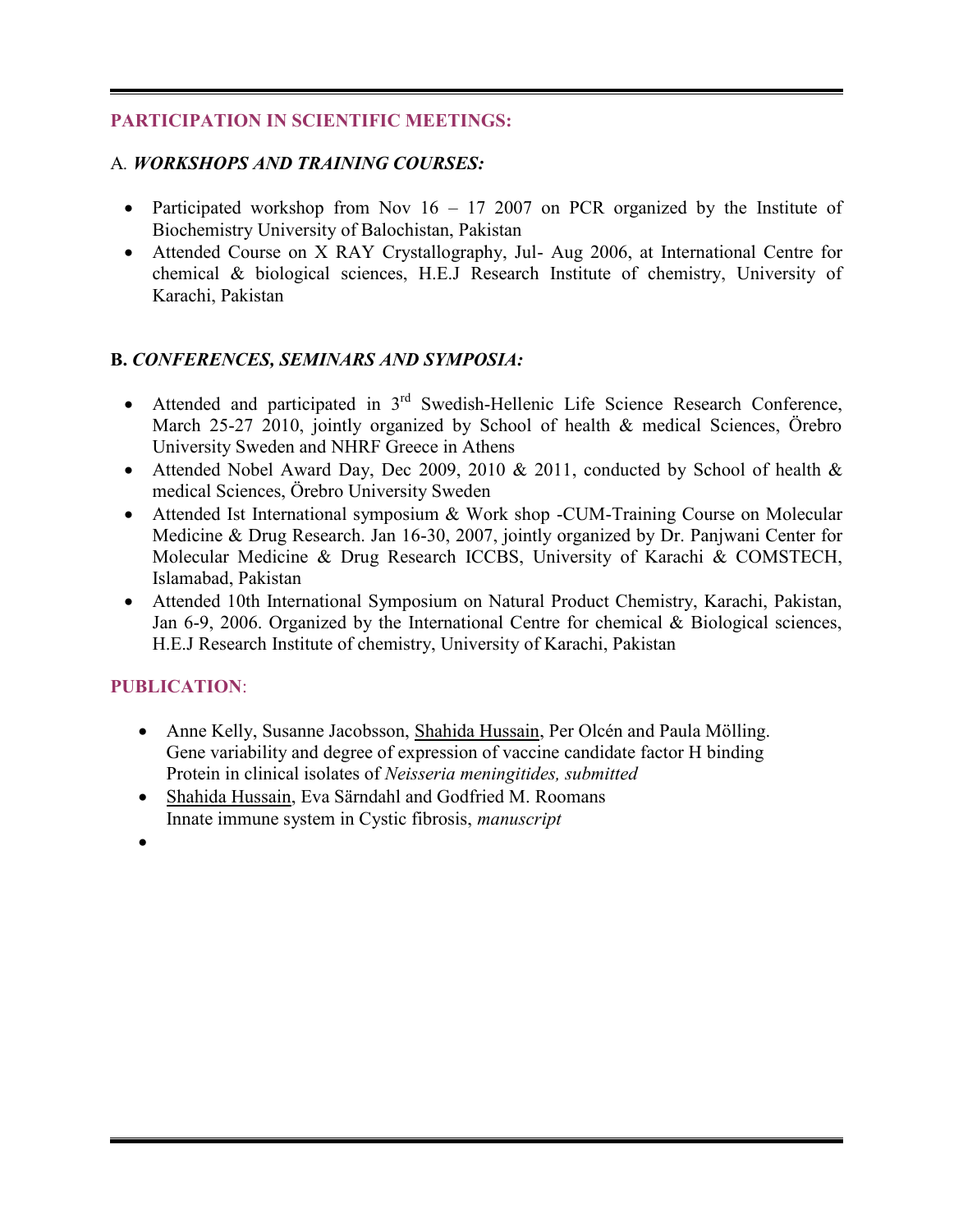## PARTICIPATION IN SCIENTIFIC MEETINGS:

### A. *WORKSHOPS AND TRAINING COURSES:*

- Participated workshop from Nov 16 – 17 2007 on PCR organized by the Institute of Biochemistry University of Balochistan, Pakistan
- Attended Course on X RAY Crystallography, Jul- Aug 2006, at International Centre for chemical & biological sciences, H.E.J Research Institute of chemistry, University of Karachi, Pakistan

### B. *CONFERENCES, SEMINARS AND SYMPOSIA:*

- Attended and participated in 3rd Swedish-Hellenic Life Science Research Conference, March 25-27 2010, jointly organized by School of health & medical Sciences, Örebro University Sweden and NHRF Greece in Athens
- Attended Nobel Award Day, Dec 2009, 2010 & 2011, conducted by School of health & medical Sciences, Örebro University Sweden
- Attended Ist International symposium & Work shop -CUM-Training Course on Molecular Medicine & Drug Research. Jan 16-30, 2007, jointly organized by Dr. Panjwani Center for Molecular Medicine & Drug Research ICCBS, University of Karachi & COMSTECH, Islamabad, Pakistan
- Attended 10th International Symposium on Natural Product Chemistry, Karachi, Pakistan, Jan 6-9, 2006. Organized by the International Centre for chemical & Biological sciences, H.E.J Research Institute of chemistry, University of Karachi, Pakistan

## PUBLICATION:

- Anne Kelly, Susanne Jacobsson, Shahida Hussain, Per Olcén and Paula Mölling. Gene variability and degree of expression of vaccine candidate factor H binding Protein in clinical isolates of *Neisseria meningitides, submitted*
- Shahida Hussain, Eva Särndahl and Godfried M. Roomans Innate immune system in Cystic fibrosis, *manuscript*